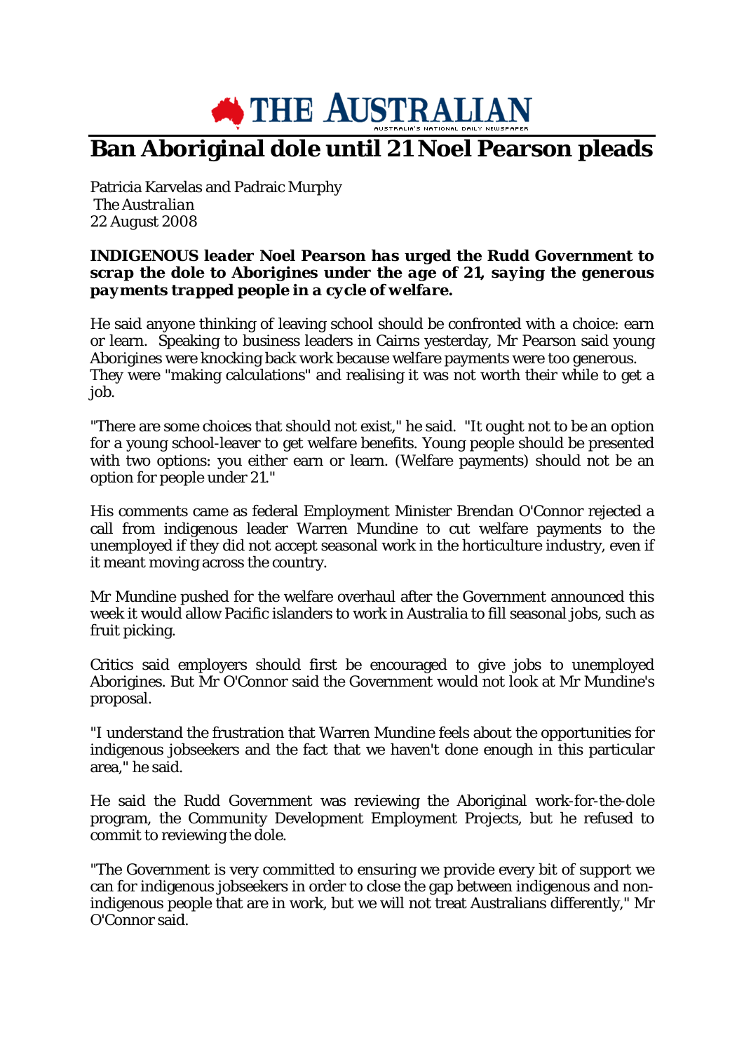THE AUSTRALIAN

# Ban Aboriginal dole until 21 Noel Pearson pleads

Patricia Karvelas and Padraic Murphy
*The Australian*
22 August 2008

***INDIGENOUS leader Noel Pearson has urged the Rudd Government to scrap the dole to Aborigines under the age of 21, saying the generous payments trapped people in a cycle of welfare.***

He said anyone thinking of leaving school should be confronted with a choice: earn or learn. Speaking to business leaders in Cairns yesterday, Mr Pearson said young Aborigines were knocking back work because welfare payments were too generous. They were "making calculations" and realising it was not worth their while to get a job.

"There are some choices that should not exist," he said. "It ought not to be an option for a young school-leaver to get welfare benefits. Young people should be presented with two options: you either earn or learn. (Welfare payments) should not be an option for people under 21."

His comments came as federal Employment Minister Brendan O'Connor rejected a call from indigenous leader Warren Mundine to cut welfare payments to the unemployed if they did not accept seasonal work in the horticulture industry, even if it meant moving across the country.

Mr Mundine pushed for the welfare overhaul after the Government announced this week it would allow Pacific islanders to work in Australia to fill seasonal jobs, such as fruit picking.

Critics said employers should first be encouraged to give jobs to unemployed Aborigines. But Mr O'Connor said the Government would not look at Mr Mundine's proposal.

"I understand the frustration that Warren Mundine feels about the opportunities for indigenous jobseekers and the fact that we haven't done enough in this particular area," he said.

He said the Rudd Government was reviewing the Aboriginal work-for-the-dole program, the Community Development Employment Projects, but he refused to commit to reviewing the dole.

"The Government is very committed to ensuring we provide every bit of support we can for indigenous jobseekers in order to close the gap between indigenous and non-indigenous people that are in work, but we will not treat Australians differently," Mr O'Connor said.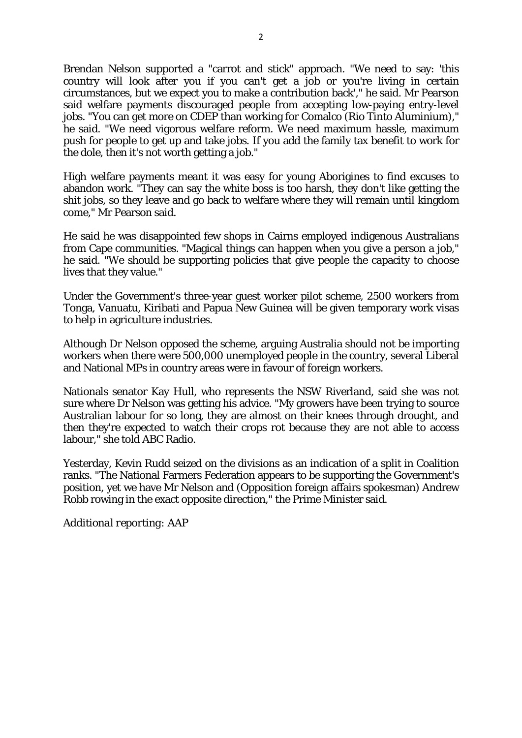Brendan Nelson supported a "carrot and stick" approach. "We need to say: 'this country will look after you if you can't get a job or you're living in certain circumstances, but we expect you to make a contribution back'," he said. Mr Pearson said welfare payments discouraged people from accepting low-paying entry-level jobs. "You can get more on CDEP than working for Comalco (Rio Tinto Aluminium)," he said. "We need vigorous welfare reform. We need maximum hassle, maximum push for people to get up and take jobs. If you add the family tax benefit to work for the dole, then it's not worth getting a job."

High welfare payments meant it was easy for young Aborigines to find excuses to abandon work. "They can say the white boss is too harsh, they don't like getting the shit jobs, so they leave and go back to welfare where they will remain until kingdom come," Mr Pearson said.

He said he was disappointed few shops in Cairns employed indigenous Australians from Cape communities. "Magical things can happen when you give a person a job," he said. "We should be supporting policies that give people the capacity to choose lives that they value."

Under the Government's three-year guest worker pilot scheme, 2500 workers from Tonga, Vanuatu, Kiribati and Papua New Guinea will be given temporary work visas to help in agriculture industries.

Although Dr Nelson opposed the scheme, arguing Australia should not be importing workers when there were 500,000 unemployed people in the country, several Liberal and National MPs in country areas were in favour of foreign workers.

Nationals senator Kay Hull, who represents the NSW Riverland, said she was not sure where Dr Nelson was getting his advice. "My growers have been trying to source Australian labour for so long, they are almost on their knees through drought, and then they're expected to watch their crops rot because they are not able to access labour," she told ABC Radio.

Yesterday, Kevin Rudd seized on the divisions as an indication of a split in Coalition ranks. "The National Farmers Federation appears to be supporting the Government's position, yet we have Mr Nelson and (Opposition foreign affairs spokesman) Andrew Robb rowing in the exact opposite direction," the Prime Minister said.

*Additional reporting: AAP*